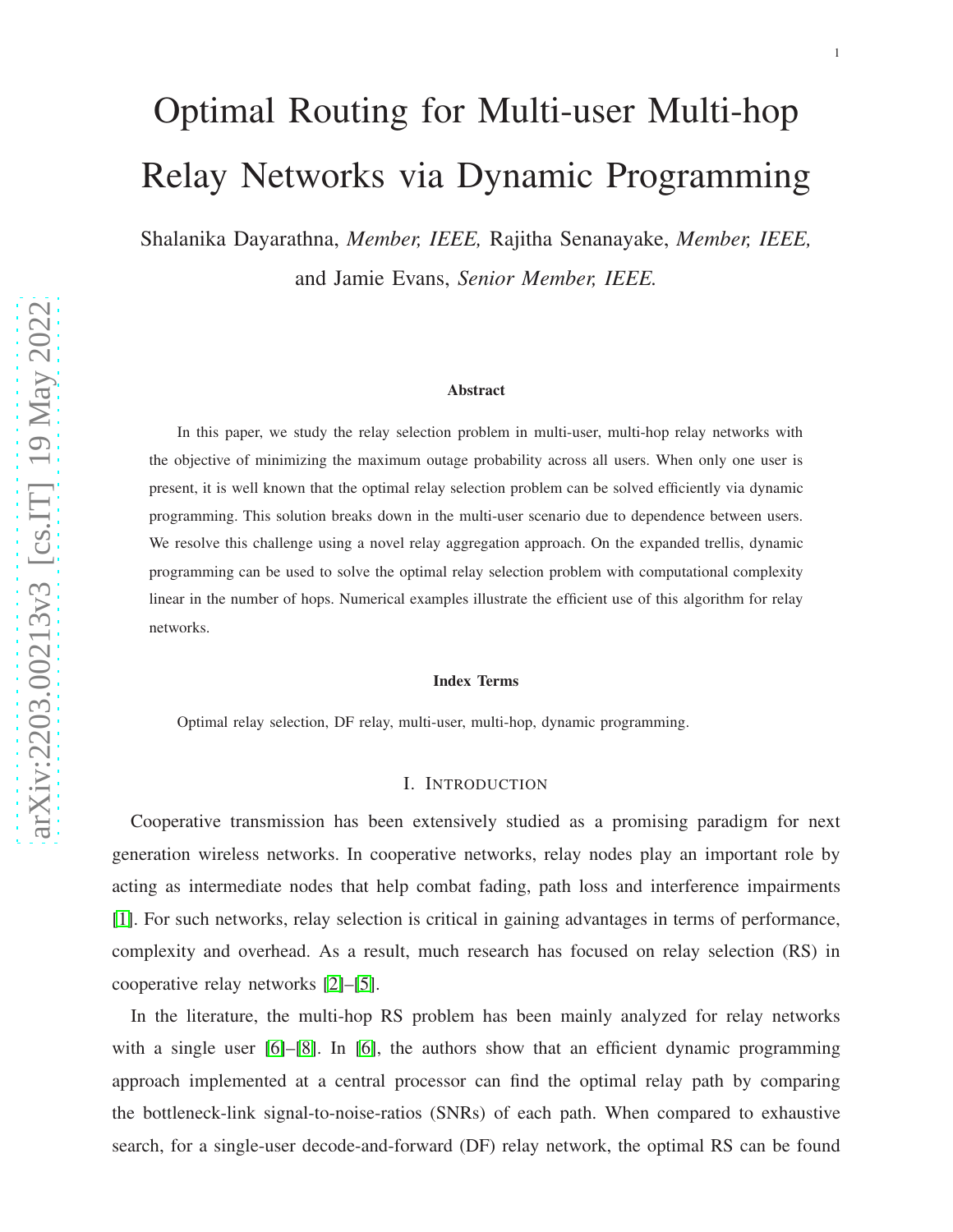# Optimal Routing for Multi-user Multi-hop Relay Networks via Dynamic Programming

Shalanika Dayarathna, *Member, IEEE,* Rajitha Senanayake, *Member, IEEE,* and Jamie Evans, *Senior Member, IEEE.*

**Abstract**

In this paper, we study the relay selection problem in multi-user, multi-hop relay networks with the objective of minimizing the maximum outage probability across all users. When only one user is present, it is well known that the optimal relay selection problem can be solved efficiently via dynamic programming. This solution breaks down in the multi-user scenario due to dependence between users. We resolve this challenge using a novel relay aggregation approach. On the expanded trellis, dynamic programming can be used to solve the optimal relay selection problem with computational complexity linear in the number of hops. Numerical examples illustrate the efficient use of this algorithm for relay networks.

**Index Terms**

Optimal relay selection, DF relay, multi-user, multi-hop, dynamic programming.

## I. Introduction

Cooperative transmission has been extensively studied as a promising paradigm for next generation wireless networks. In cooperative networks, relay nodes play an important role by acting as intermediate nodes that help combat fading, path loss and interference impairments [1]. For such networks, relay selection is critical in gaining advantages in terms of performance, complexity and overhead. As a result, much research has focused on relay selection (RS) in cooperative relay networks [2]–[5].

In the literature, the multi-hop RS problem has been mainly analyzed for relay networks with a single user [6]–[8]. In [6], the authors show that an efficient dynamic programming approach implemented at a central processor can find the optimal relay path by comparing the bottleneck-link signal-to-noise-ratios (SNRs) of each path. When compared to exhaustive search, for a single-user decode-and-forward (DF) relay network, the optimal RS can be found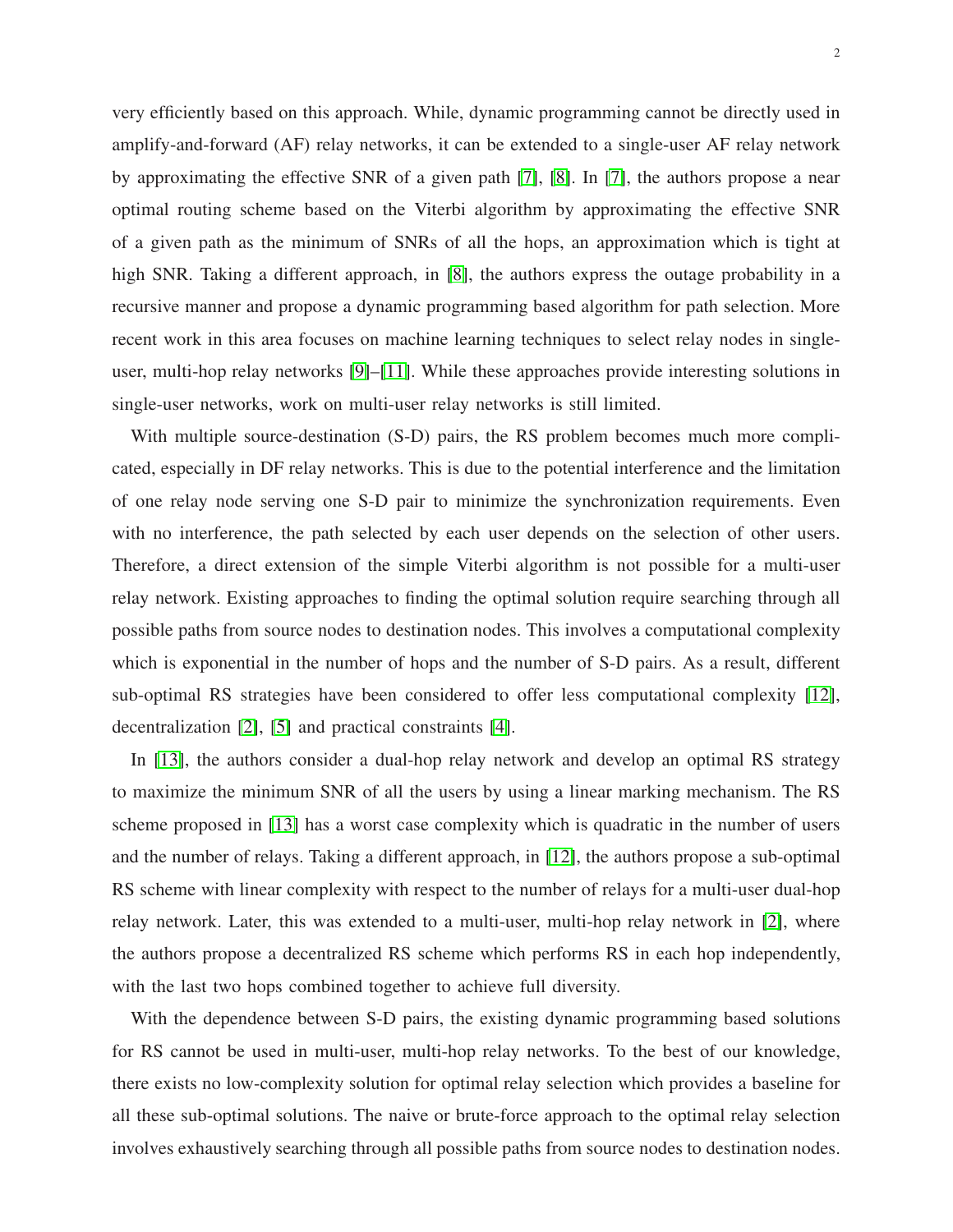very efficiently based on this approach. While, dynamic programming cannot be directly used in amplify-and-forward (AF) relay networks, it can be extended to a single-user AF relay network by approximating the effective SNR of a given path [7], [8]. In [7], the authors propose a near optimal routing scheme based on the Viterbi algorithm by approximating the effective SNR of a given path as the minimum of SNRs of all the hops, an approximation which is tight at high SNR. Taking a different approach, in [8], the authors express the outage probability in a recursive manner and propose a dynamic programming based algorithm for path selection. More recent work in this area focuses on machine learning techniques to select relay nodes in single-user, multi-hop relay networks [9]–[11]. While these approaches provide interesting solutions in single-user networks, work on multi-user relay networks is still limited.

With multiple source-destination (S-D) pairs, the RS problem becomes much more complicated, especially in DF relay networks. This is due to the potential interference and the limitation of one relay node serving one S-D pair to minimize the synchronization requirements. Even with no interference, the path selected by each user depends on the selection of other users. Therefore, a direct extension of the simple Viterbi algorithm is not possible for a multi-user relay network. Existing approaches to finding the optimal solution require searching through all possible paths from source nodes to destination nodes. This involves a computational complexity which is exponential in the number of hops and the number of S-D pairs. As a result, different sub-optimal RS strategies have been considered to offer less computational complexity [12], decentralization [2], [5] and practical constraints [4].

In [13], the authors consider a dual-hop relay network and develop an optimal RS strategy to maximize the minimum SNR of all the users by using a linear marking mechanism. The RS scheme proposed in [13] has a worst case complexity which is quadratic in the number of users and the number of relays. Taking a different approach, in [12], the authors propose a sub-optimal RS scheme with linear complexity with respect to the number of relays for a multi-user dual-hop relay network. Later, this was extended to a multi-user, multi-hop relay network in [2], where the authors propose a decentralized RS scheme which performs RS in each hop independently, with the last two hops combined together to achieve full diversity.

With the dependence between S-D pairs, the existing dynamic programming based solutions for RS cannot be used in multi-user, multi-hop relay networks. To the best of our knowledge, there exists no low-complexity solution for optimal relay selection which provides a baseline for all these sub-optimal solutions. The naive or brute-force approach to the optimal relay selection involves exhaustively searching through all possible paths from source nodes to destination nodes.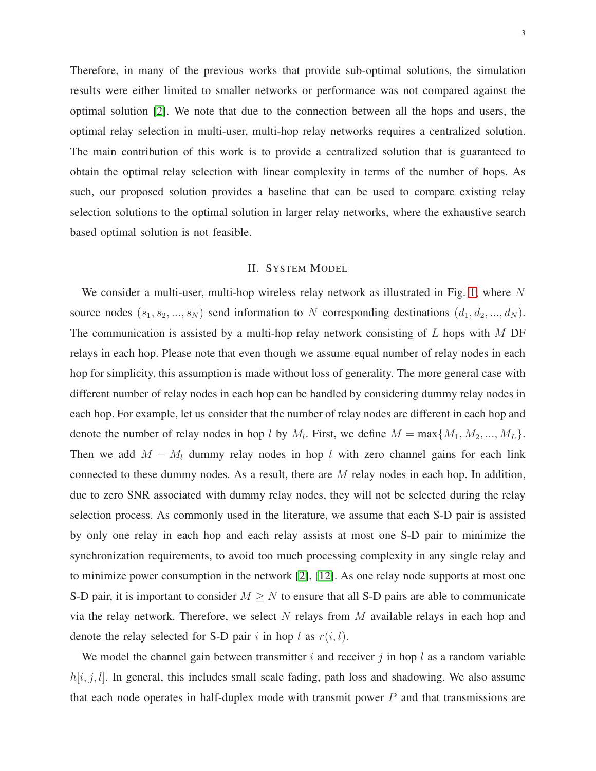Therefore, in many of the previous works that provide sub-optimal solutions, the simulation results were either limited to smaller networks or performance was not compared against the optimal solution [2]. We note that due to the connection between all the hops and users, the optimal relay selection in multi-user, multi-hop relay networks requires a centralized solution. The main contribution of this work is to provide a centralized solution that is guaranteed to obtain the optimal relay selection with linear complexity in terms of the number of hops. As such, our proposed solution provides a baseline that can be used to compare existing relay selection solutions to the optimal solution in larger relay networks, where the exhaustive search based optimal solution is not feasible.

## II. System Model

We consider a multi-user, multi-hop wireless relay network as illustrated in Fig. 1, where $N$ source nodes $(s_1, s_2, ..., s_N)$ send information to $N$ corresponding destinations $(d_1, d_2, ..., d_N)$. The communication is assisted by a multi-hop relay network consisting of $L$ hops with $M$ DF relays in each hop. Please note that even though we assume equal number of relay nodes in each hop for simplicity, this assumption is made without loss of generality. The more general case with different number of relay nodes in each hop can be handled by considering dummy relay nodes in each hop. For example, let us consider that the number of relay nodes are different in each hop and denote the number of relay nodes in hop $l$ by $M_l$. First, we define $M = \max\{M_1, M_2, ..., M_L\}$. Then we add $M - M_l$ dummy relay nodes in hop $l$ with zero channel gains for each link connected to these dummy nodes. As a result, there are $M$ relay nodes in each hop. In addition, due to zero SNR associated with dummy relay nodes, they will not be selected during the relay selection process. As commonly used in the literature, we assume that each S-D pair is assisted by only one relay in each hop and each relay assists at most one S-D pair to minimize the synchronization requirements, to avoid too much processing complexity in any single relay and to minimize power consumption in the network [2], [12]. As one relay node supports at most one S-D pair, it is important to consider $M \geq N$ to ensure that all S-D pairs are able to communicate via the relay network. Therefore, we select $N$ relays from $M$ available relays in each hop and denote the relay selected for S-D pair $i$ in hop $l$ as $r(i, l)$.

We model the channel gain between transmitter $i$ and receiver $j$ in hop $l$ as a random variable $h[i, j, l]$. In general, this includes small scale fading, path loss and shadowing. We also assume that each node operates in half-duplex mode with transmit power $P$ and that transmissions are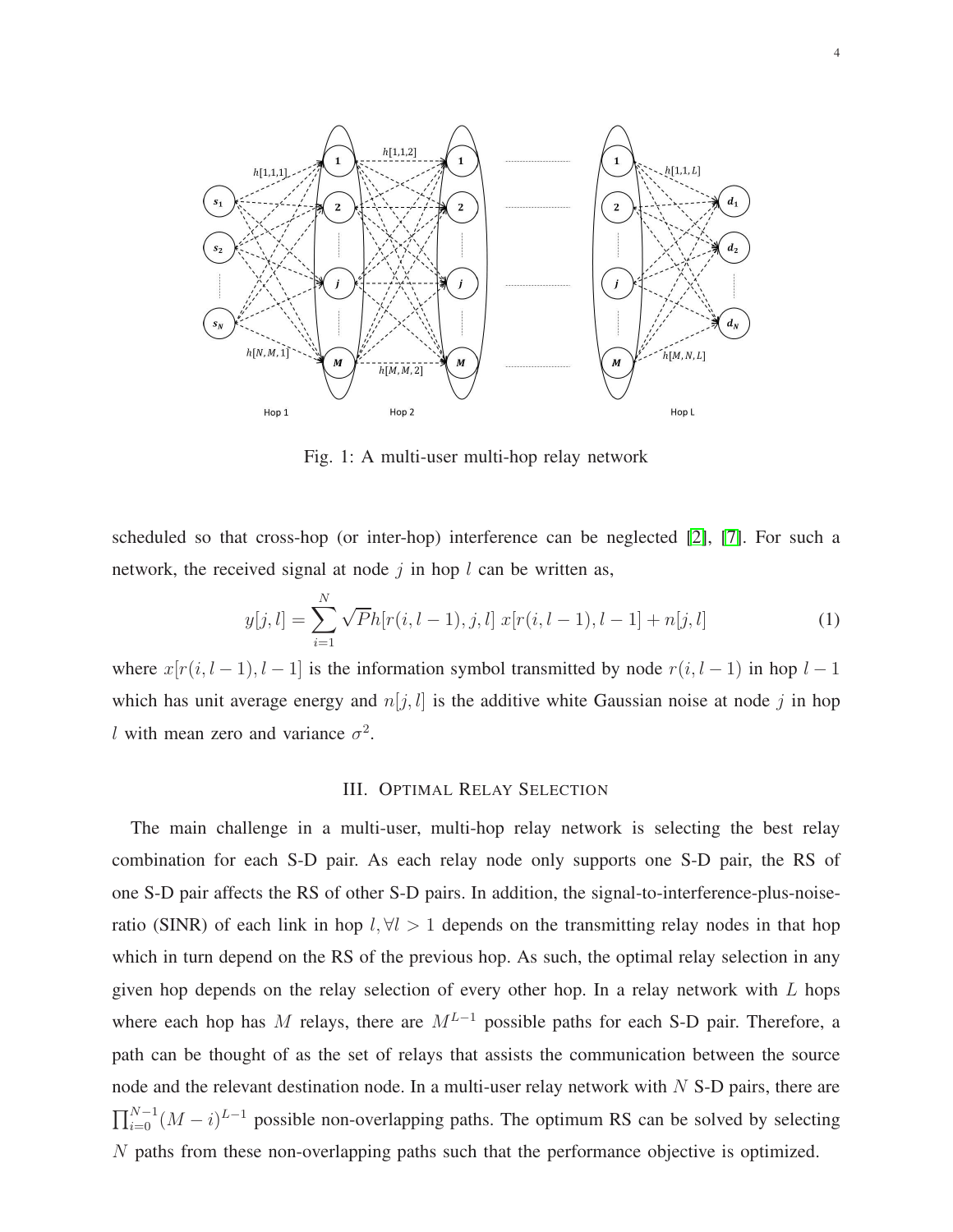Fig. 1: A multi-user multi-hop relay network

scheduled so that cross-hop (or inter-hop) interference can be neglected [2], [7]. For such a network, the received signal at node $j$ in hop $l$ can be written as,

$$y[j,l] = \sum_{i=1}^{N} \sqrt{P} h[r(i,l-1), j, l] \; x[r(i,l-1), l-1] + n[j,l] \tag{1}$$

where $x[r(i,l-1), l-1]$ is the information symbol transmitted by node $r(i,l-1)$ in hop $l-1$ which has unit average energy and $n[j,l]$ is the additive white Gaussian noise at node $j$ in hop $l$ with mean zero and variance $\sigma^2$.

## III. Optimal Relay Selection

The main challenge in a multi-user, multi-hop relay network is selecting the best relay combination for each S-D pair. As each relay node only supports one S-D pair, the RS of one S-D pair affects the RS of other S-D pairs. In addition, the signal-to-interference-plus-noise-ratio (SINR) of each link in hop $l, \forall l > 1$ depends on the transmitting relay nodes in that hop which in turn depend on the RS of the previous hop. As such, the optimal relay selection in any given hop depends on the relay selection of every other hop. In a relay network with $L$ hops where each hop has $M$ relays, there are $M^{L-1}$ possible paths for each S-D pair. Therefore, a path can be thought of as the set of relays that assists the communication between the source node and the relevant destination node. In a multi-user relay network with $N$ S-D pairs, there are $\prod_{i=0}^{N-1}(M-i)^{L-1}$ possible non-overlapping paths. The optimum RS can be solved by selecting $N$ paths from these non-overlapping paths such that the performance objective is optimized.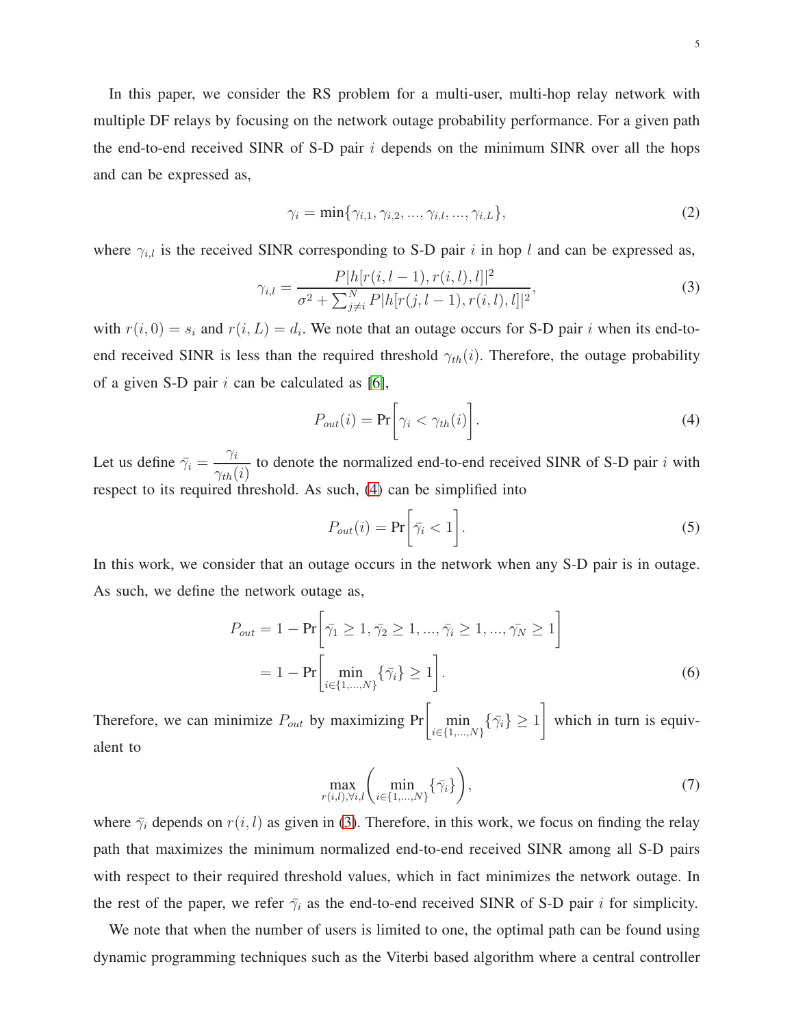In this paper, we consider the RS problem for a multi-user, multi-hop relay network with multiple DF relays by focusing on the network outage probability performance. For a given path the end-to-end received SINR of S-D pair $i$ depends on the minimum SINR over all the hops and can be expressed as,

$$\gamma_i = \min\{\gamma_{i,1}, \gamma_{i,2}, ..., \gamma_{i,l}, ..., \gamma_{i,L}\}, \tag{2}$$

where $\gamma_{i,l}$ is the received SINR corresponding to S-D pair $i$ in hop $l$ and can be expressed as,

$$\gamma_{i,l} = \frac{P|h[r(i,l-1), r(i,l), l]|^2}{\sigma^2 + \sum_{j\neq i}^{N} P|h[r(j,l-1), r(i,l), l]|^2}, \tag{3}$$

with $r(i,0) = s_i$ and $r(i,L) = d_i$. We note that an outage occurs for S-D pair $i$ when its end-to-end received SINR is less than the required threshold $\gamma_{th}(i)$. Therefore, the outage probability of a given S-D pair $i$ can be calculated as [6],

$$P_{out}(i) = \Pr\bigg[\gamma_i < \gamma_{th}(i)\bigg]. \tag{4}$$

Let us define $\bar{\gamma}_i = \dfrac{\gamma_i}{\gamma_{th}(i)}$ to denote the normalized end-to-end received SINR of S-D pair $i$ with respect to its required threshold. As such, (4) can be simplified into

$$P_{out}(i) = \Pr\bigg[\bar{\gamma}_i < 1\bigg]. \tag{5}$$

In this work, we consider that an outage occurs in the network when any S-D pair is in outage. As such, we define the network outage as,

$$\begin{aligned} P_{out} &= 1 - \Pr\bigg[\bar{\gamma}_1 \geq 1, \bar{\gamma}_2 \geq 1, ..., \bar{\gamma}_i \geq 1, ..., \bar{\gamma}_N \geq 1\bigg] \\ &= 1 - \Pr\bigg[\min_{i\in\{1,...,N\}}\{\bar{\gamma}_i\} \geq 1\bigg]. \end{aligned} \tag{6}$$

Therefore, we can minimize $P_{out}$ by maximizing $\Pr\bigg[\min_{i\in\{1,...,N\}}\{\bar{\gamma}_i\} \geq 1\bigg]$ which in turn is equivalent to

$$\max_{r(i,l),\forall i,l}\left(\min_{i\in\{1,...,N\}}\{\bar{\gamma}_i\}\right), \tag{7}$$

where $\bar{\gamma}_i$ depends on $r(i,l)$ as given in (3). Therefore, in this work, we focus on finding the relay path that maximizes the minimum normalized end-to-end received SINR among all S-D pairs with respect to their required threshold values, which in fact minimizes the network outage. In the rest of the paper, we refer $\bar{\gamma}_i$ as the end-to-end received SINR of S-D pair $i$ for simplicity.

We note that when the number of users is limited to one, the optimal path can be found using dynamic programming techniques such as the Viterbi based algorithm where a central controller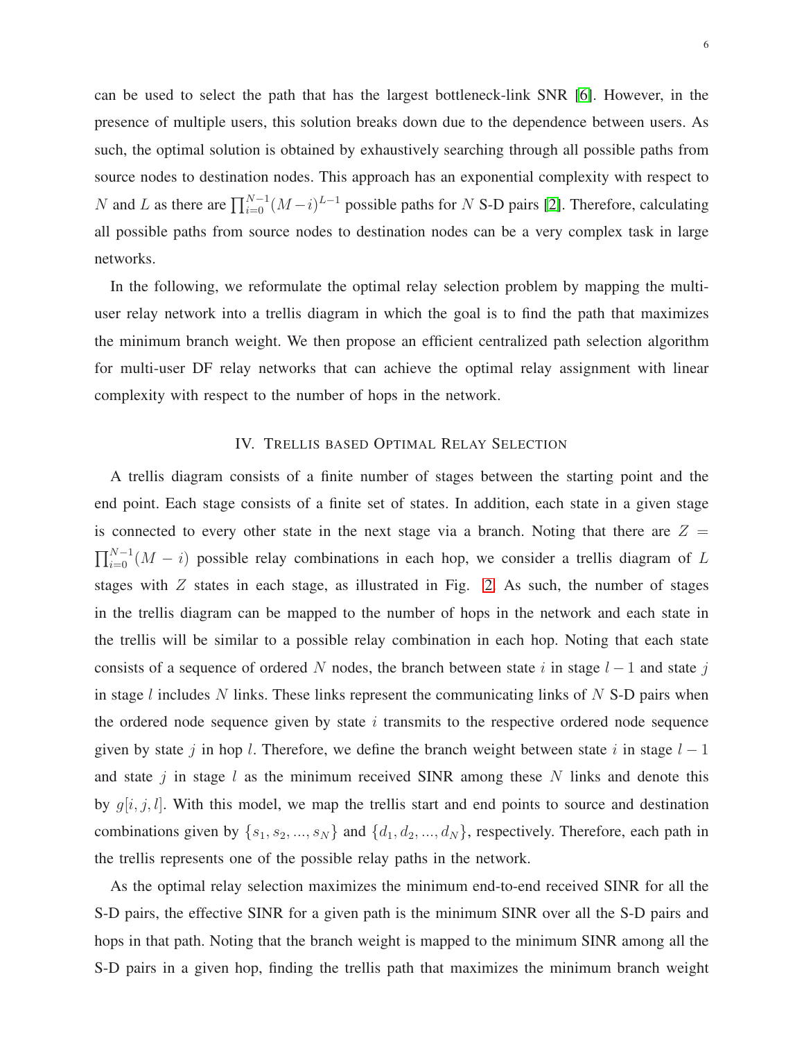can be used to select the path that has the largest bottleneck-link SNR [6]. However, in the presence of multiple users, this solution breaks down due to the dependence between users. As such, the optimal solution is obtained by exhaustively searching through all possible paths from source nodes to destination nodes. This approach has an exponential complexity with respect to $N$ and $L$ as there are $\prod_{i=0}^{N-1}(M-i)^{L-1}$ possible paths for $N$ S-D pairs [2]. Therefore, calculating all possible paths from source nodes to destination nodes can be a very complex task in large networks.

In the following, we reformulate the optimal relay selection problem by mapping the multi-user relay network into a trellis diagram in which the goal is to find the path that maximizes the minimum branch weight. We then propose an efficient centralized path selection algorithm for multi-user DF relay networks that can achieve the optimal relay assignment with linear complexity with respect to the number of hops in the network.

## IV. Trellis based Optimal Relay Selection

A trellis diagram consists of a finite number of stages between the starting point and the end point. Each stage consists of a finite set of states. In addition, each state in a given stage is connected to every other state in the next stage via a branch. Noting that there are $Z = \prod_{i=0}^{N-1}(M-i)$ possible relay combinations in each hop, we consider a trellis diagram of $L$ stages with $Z$ states in each stage, as illustrated in Fig. 2. As such, the number of stages in the trellis diagram can be mapped to the number of hops in the network and each state in the trellis will be similar to a possible relay combination in each hop. Noting that each state consists of a sequence of ordered $N$ nodes, the branch between state $i$ in stage $l-1$ and state $j$ in stage $l$ includes $N$ links. These links represent the communicating links of $N$ S-D pairs when the ordered node sequence given by state $i$ transmits to the respective ordered node sequence given by state $j$ in hop $l$. Therefore, we define the branch weight between state $i$ in stage $l-1$ and state $j$ in stage $l$ as the minimum received SINR among these $N$ links and denote this by $g[i, j, l]$. With this model, we map the trellis start and end points to source and destination combinations given by $\{s_1, s_2, ..., s_N\}$ and $\{d_1, d_2, ..., d_N\}$, respectively. Therefore, each path in the trellis represents one of the possible relay paths in the network.

As the optimal relay selection maximizes the minimum end-to-end received SINR for all the S-D pairs, the effective SINR for a given path is the minimum SINR over all the S-D pairs and hops in that path. Noting that the branch weight is mapped to the minimum SINR among all the S-D pairs in a given hop, finding the trellis path that maximizes the minimum branch weight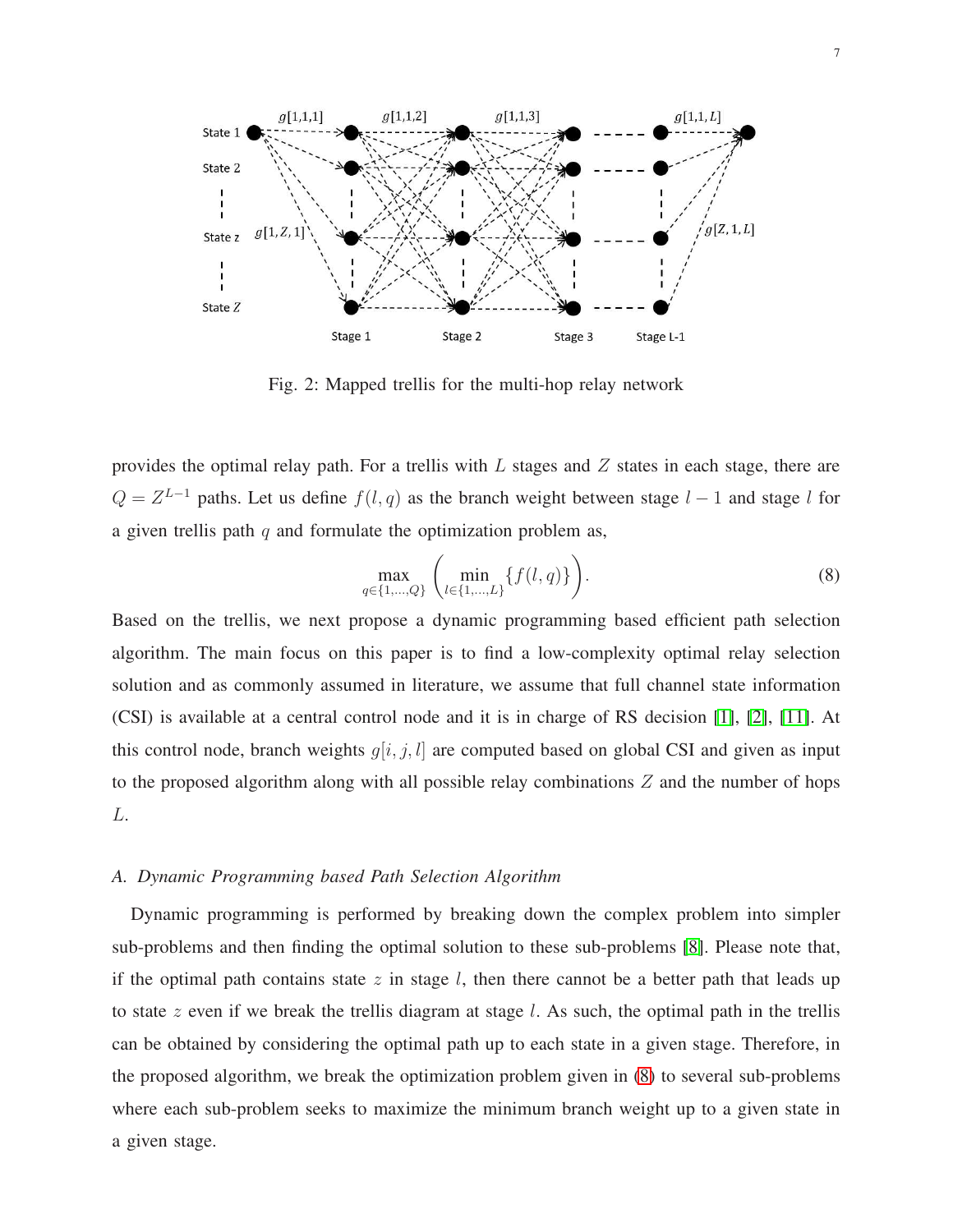Fig. 2: Mapped trellis for the multi-hop relay network

provides the optimal relay path. For a trellis with $L$ stages and $Z$ states in each stage, there are $Q = Z^{L-1}$ paths. Let us define $f(l, q)$ as the branch weight between stage $l-1$ and stage $l$ for a given trellis path $q$ and formulate the optimization problem as,

$$\max_{q \in \{1,\ldots,Q\}} \left( \min_{l \in \{1,\ldots,L\}} \{f(l, q)\} \right). \tag{8}$$

Based on the trellis, we next propose a dynamic programming based efficient path selection algorithm. The main focus on this paper is to find a low-complexity optimal relay selection solution and as commonly assumed in literature, we assume that full channel state information (CSI) is available at a central control node and it is in charge of RS decision [1], [2], [11]. At this control node, branch weights $g[i, j, l]$ are computed based on global CSI and given as input to the proposed algorithm along with all possible relay combinations $Z$ and the number of hops $L$.

### A. Dynamic Programming based Path Selection Algorithm

Dynamic programming is performed by breaking down the complex problem into simpler sub-problems and then finding the optimal solution to these sub-problems [8]. Please note that, if the optimal path contains state $z$ in stage $l$, then there cannot be a better path that leads up to state $z$ even if we break the trellis diagram at stage $l$. As such, the optimal path in the trellis can be obtained by considering the optimal path up to each state in a given stage. Therefore, in the proposed algorithm, we break the optimization problem given in (8) to several sub-problems where each sub-problem seeks to maximize the minimum branch weight up to a given state in a given stage.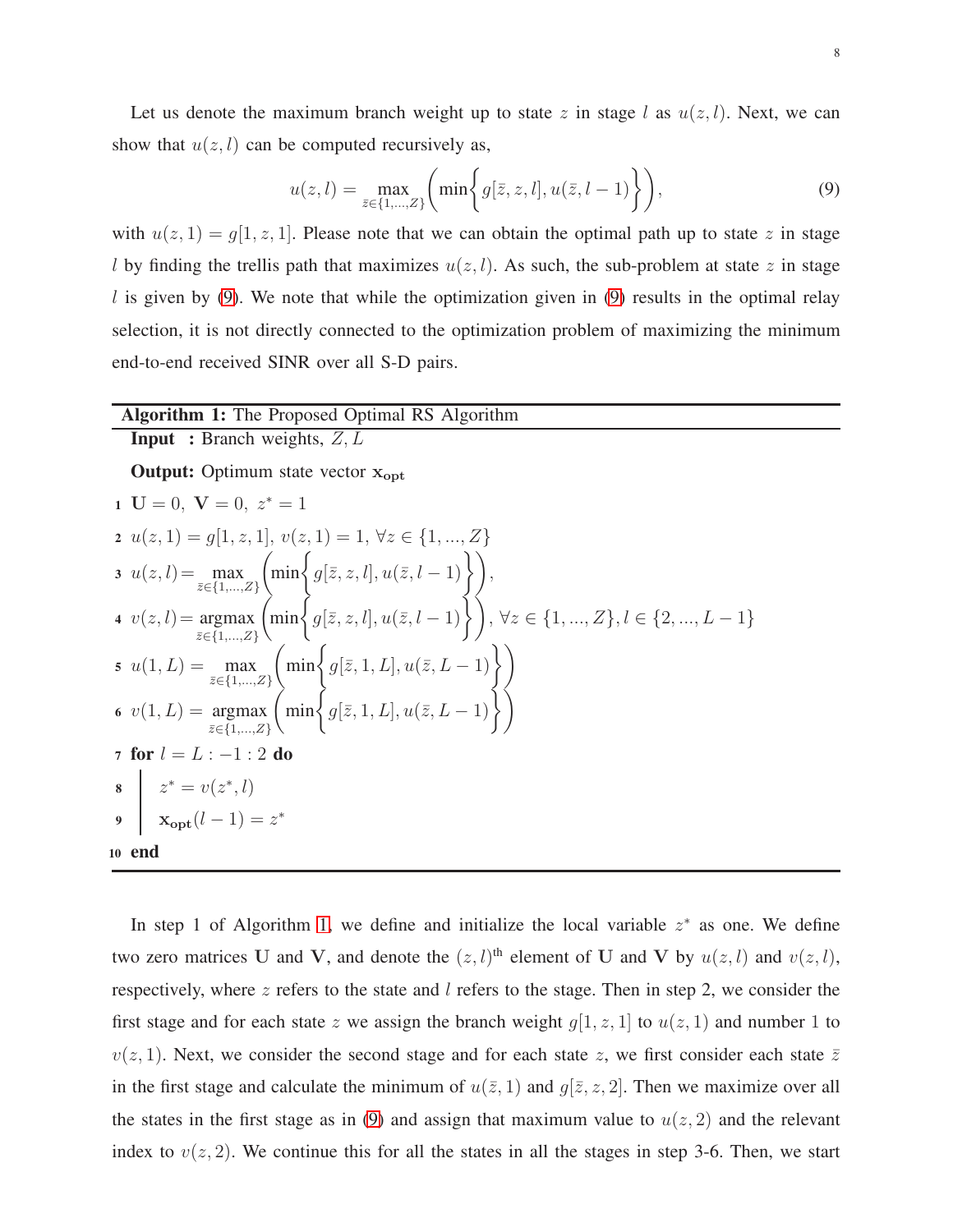Let us denote the maximum branch weight up to state $z$ in stage $l$ as $u(z,l)$. Next, we can show that $u(z,l)$ can be computed recursively as,

$$u(z,l) = \max_{\bar{z}\in\{1,...,Z\}} \left( \min\left\{ g[\bar{z},z,l], u(\bar{z},l-1) \right\} \right), \tag{9}$$

with $u(z,1) = g[1,z,1]$. Please note that we can obtain the optimal path up to state $z$ in stage $l$ by finding the trellis path that maximizes $u(z,l)$. As such, the sub-problem at state $z$ in stage $l$ is given by (9). We note that while the optimization given in (9) results in the optimal relay selection, it is not directly connected to the optimization problem of maximizing the minimum end-to-end received SINR over all S-D pairs.

---

**Algorithm 1:** The Proposed Optimal RS Algorithm

**Input :** Branch weights, $Z, L$

**Output:** Optimum state vector $\mathbf{x_{opt}}$

1. $\mathbf{U} = 0,\ \mathbf{V} = 0,\ z^* = 1$
2. $u(z,1) = g[1,z,1],\ v(z,1) = 1,\ \forall z \in \{1,...,Z\}$
3. $u(z,l) = \max_{\bar{z}\in\{1,...,Z\}} \left( \min\left\{ g[\bar{z},z,l], u(\bar{z},l-1) \right\} \right),$
4. $v(z,l) = \operatorname{argmax}_{\bar{z}\in\{1,...,Z\}} \left( \min\left\{ g[\bar{z},z,l], u(\bar{z},l-1) \right\} \right),\ \forall z \in \{1,...,Z\}, l \in \{2,...,L-1\}$
5. $u(1,L) = \max_{\bar{z}\in\{1,...,Z\}} \left( \min\left\{ g[\bar{z},1,L], u(\bar{z},L-1) \right\} \right)$
6. $v(1,L) = \operatorname{argmax}_{\bar{z}\in\{1,...,Z\}} \left( \min\left\{ g[\bar{z},1,L], u(\bar{z},L-1) \right\} \right)$
7. **for** $l = L : -1 : 2$ **do**
8. $\quad z^* = v(z^*, l)$
9. $\quad \mathbf{x_{opt}}(l-1) = z^*$
10. **end**

---

In step 1 of Algorithm 1, we define and initialize the local variable $z^*$ as one. We define two zero matrices $\mathbf{U}$ and $\mathbf{V}$, and denote the $(z,l)^{\text{th}}$ element of $\mathbf{U}$ and $\mathbf{V}$ by $u(z,l)$ and $v(z,l)$, respectively, where $z$ refers to the state and $l$ refers to the stage. Then in step 2, we consider the first stage and for each state $z$ we assign the branch weight $g[1,z,1]$ to $u(z,1)$ and number 1 to $v(z,1)$. Next, we consider the second stage and for each state $z$, we first consider each state $\bar{z}$ in the first stage and calculate the minimum of $u(\bar{z},1)$ and $g[\bar{z},z,2]$. Then we maximize over all the states in the first stage as in (9) and assign that maximum value to $u(z,2)$ and the relevant index to $v(z,2)$. We continue this for all the states in all the stages in step 3-6. Then, we start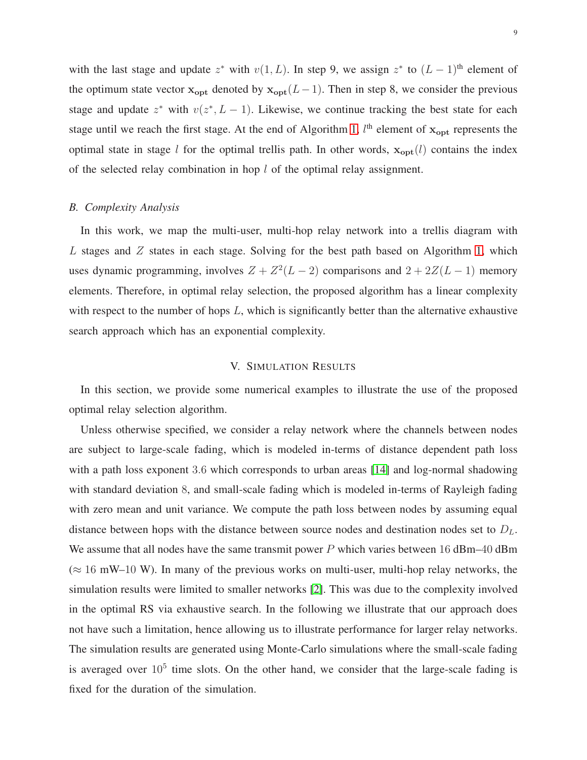with the last stage and update $z^*$ with $v(1, L)$. In step 9, we assign $z^*$ to $(L-1)^{\text{th}}$ element of the optimum state vector $\mathbf{x_{opt}}$ denoted by $\mathbf{x_{opt}}(L-1)$. Then in step 8, we consider the previous stage and update $z^*$ with $v(z^*, L-1)$. Likewise, we continue tracking the best state for each stage until we reach the first stage. At the end of Algorithm 1, $l^{\text{th}}$ element of $\mathbf{x_{opt}}$ represents the optimal state in stage $l$ for the optimal trellis path. In other words, $\mathbf{x_{opt}}(l)$ contains the index of the selected relay combination in hop $l$ of the optimal relay assignment.

### *B. Complexity Analysis*

In this work, we map the multi-user, multi-hop relay network into a trellis diagram with $L$ stages and $Z$ states in each stage. Solving for the best path based on Algorithm 1, which uses dynamic programming, involves $Z + Z^2(L-2)$ comparisons and $2 + 2Z(L-1)$ memory elements. Therefore, in optimal relay selection, the proposed algorithm has a linear complexity with respect to the number of hops $L$, which is significantly better than the alternative exhaustive search approach which has an exponential complexity.

## V. Simulation Results

In this section, we provide some numerical examples to illustrate the use of the proposed optimal relay selection algorithm.

Unless otherwise specified, we consider a relay network where the channels between nodes are subject to large-scale fading, which is modeled in-terms of distance dependent path loss with a path loss exponent $3.6$ which corresponds to urban areas [14] and log-normal shadowing with standard deviation $8$, and small-scale fading which is modeled in-terms of Rayleigh fading with zero mean and unit variance. We compute the path loss between nodes by assuming equal distance between hops with the distance between source nodes and destination nodes set to $D_L$. We assume that all nodes have the same transmit power $P$ which varies between $16$ dBm–$40$ dBm ($\approx 16$ mW–$10$ W). In many of the previous works on multi-user, multi-hop relay networks, the simulation results were limited to smaller networks [2]. This was due to the complexity involved in the optimal RS via exhaustive search. In the following we illustrate that our approach does not have such a limitation, hence allowing us to illustrate performance for larger relay networks. The simulation results are generated using Monte-Carlo simulations where the small-scale fading is averaged over $10^5$ time slots. On the other hand, we consider that the large-scale fading is fixed for the duration of the simulation.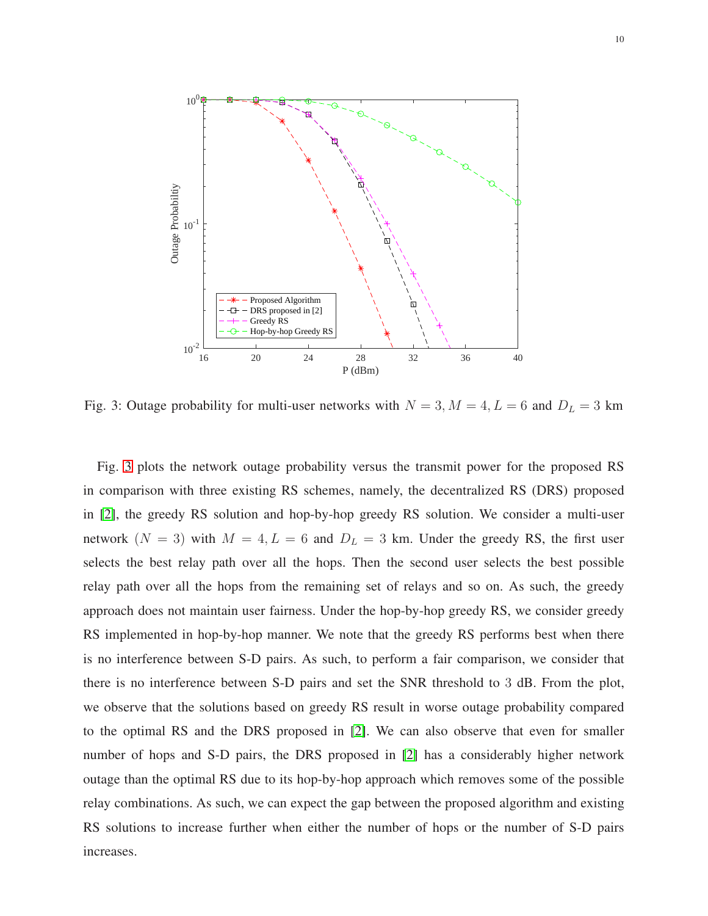Fig. 3: Outage probability for multi-user networks with $N = 3, M = 4, L = 6$ and $D_L = 3$ km

Fig. 3 plots the network outage probability versus the transmit power for the proposed RS in comparison with three existing RS schemes, namely, the decentralized RS (DRS) proposed in [2], the greedy RS solution and hop-by-hop greedy RS solution. We consider a multi-user network $(N = 3)$ with $M = 4, L = 6$ and $D_L = 3$ km. Under the greedy RS, the first user selects the best relay path over all the hops. Then the second user selects the best possible relay path over all the hops from the remaining set of relays and so on. As such, the greedy approach does not maintain user fairness. Under the hop-by-hop greedy RS, we consider greedy RS implemented in hop-by-hop manner. We note that the greedy RS performs best when there is no interference between S-D pairs. As such, to perform a fair comparison, we consider that there is no interference between S-D pairs and set the SNR threshold to 3 dB. From the plot, we observe that the solutions based on greedy RS result in worse outage probability compared to the optimal RS and the DRS proposed in [2]. We can also observe that even for smaller number of hops and S-D pairs, the DRS proposed in [2] has a considerably higher network outage than the optimal RS due to its hop-by-hop approach which removes some of the possible relay combinations. As such, we can expect the gap between the proposed algorithm and existing RS solutions to increase further when either the number of hops or the number of S-D pairs increases.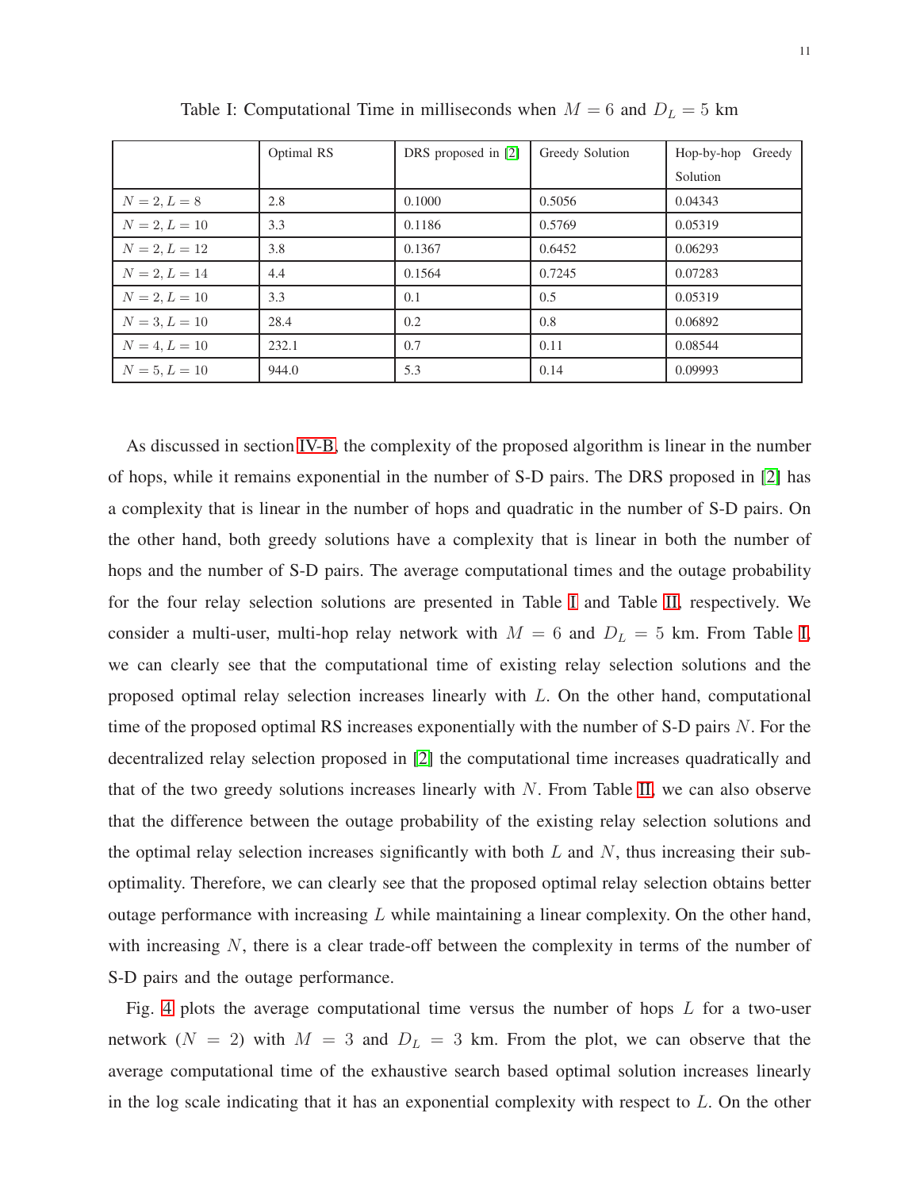Table I: Computational Time in milliseconds when $M = 6$ and $D_L = 5$ km

| | Optimal RS | DRS proposed in [2] | Greedy Solution | Hop-by-hop Greedy Solution |
|---|---|---|---|---|
| $N = 2, L = 8$ | 2.8 | 0.1000 | 0.5056 | 0.04343 |
| $N = 2, L = 10$ | 3.3 | 0.1186 | 0.5769 | 0.05319 |
| $N = 2, L = 12$ | 3.8 | 0.1367 | 0.6452 | 0.06293 |
| $N = 2, L = 14$ | 4.4 | 0.1564 | 0.7245 | 0.07283 |
| $N = 2, L = 10$ | 3.3 | 0.1 | 0.5 | 0.05319 |
| $N = 3, L = 10$ | 28.4 | 0.2 | 0.8 | 0.06892 |
| $N = 4, L = 10$ | 232.1 | 0.7 | 0.11 | 0.08544 |
| $N = 5, L = 10$ | 944.0 | 5.3 | 0.14 | 0.09993 |

As discussed in section IV-B, the complexity of the proposed algorithm is linear in the number of hops, while it remains exponential in the number of S-D pairs. The DRS proposed in [2] has a complexity that is linear in the number of hops and quadratic in the number of S-D pairs. On the other hand, both greedy solutions have a complexity that is linear in both the number of hops and the number of S-D pairs. The average computational times and the outage probability for the four relay selection solutions are presented in Table I and Table II, respectively. We consider a multi-user, multi-hop relay network with $M = 6$ and $D_L = 5$ km. From Table I, we can clearly see that the computational time of existing relay selection solutions and the proposed optimal relay selection increases linearly with $L$. On the other hand, computational time of the proposed optimal RS increases exponentially with the number of S-D pairs $N$. For the decentralized relay selection proposed in [2] the computational time increases quadratically and that of the two greedy solutions increases linearly with $N$. From Table II, we can also observe that the difference between the outage probability of the existing relay selection solutions and the optimal relay selection increases significantly with both $L$ and $N$, thus increasing their sub-optimality. Therefore, we can clearly see that the proposed optimal relay selection obtains better outage performance with increasing $L$ while maintaining a linear complexity. On the other hand, with increasing $N$, there is a clear trade-off between the complexity in terms of the number of S-D pairs and the outage performance.

Fig. 4 plots the average computational time versus the number of hops $L$ for a two-user network ($N = 2$) with $M = 3$ and $D_L = 3$ km. From the plot, we can observe that the average computational time of the exhaustive search based optimal solution increases linearly in the log scale indicating that it has an exponential complexity with respect to $L$. On the other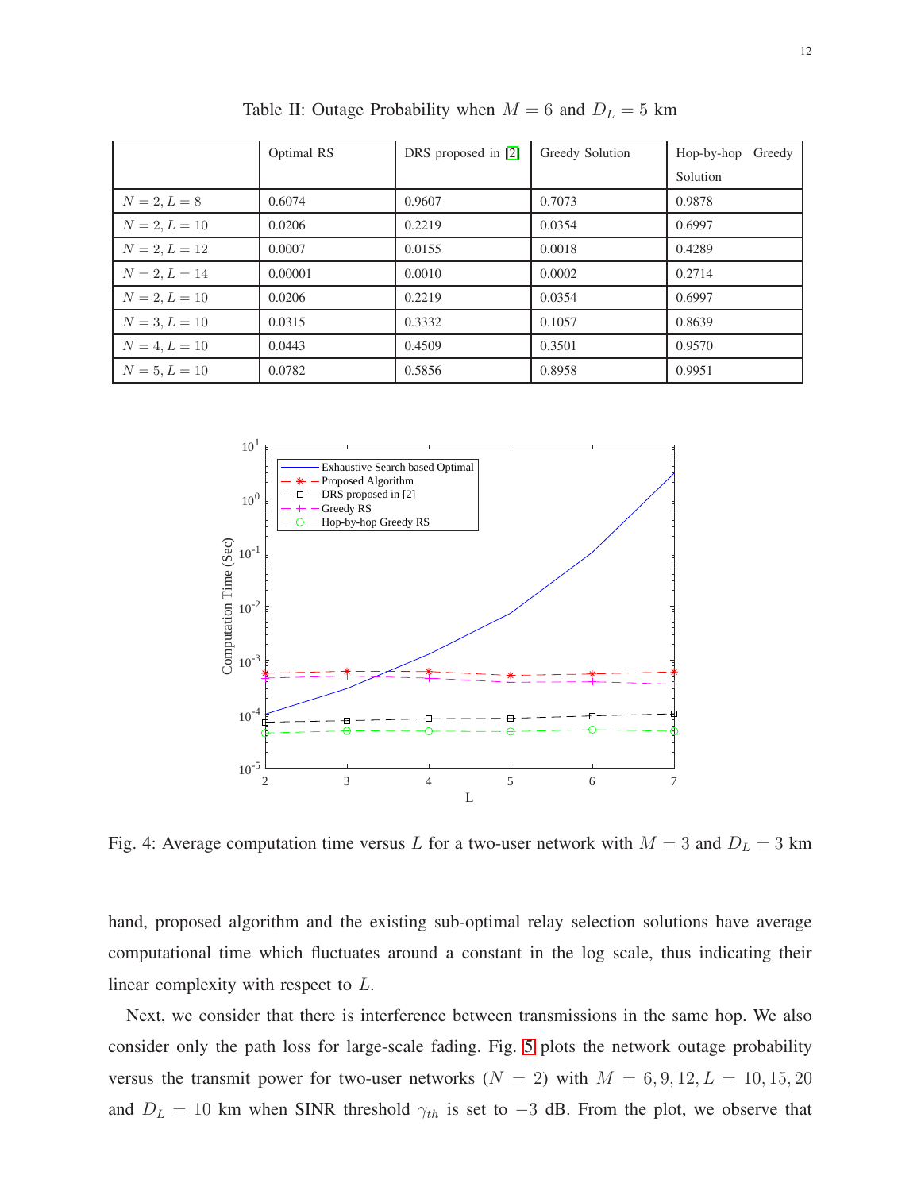Table II: Outage Probability when $M = 6$ and $D_L = 5$ km

| | Optimal RS | DRS proposed in [2] | Greedy Solution | Hop-by-hop Greedy Solution |
|---|---|---|---|---|
| $N = 2, L = 8$ | 0.6074 | 0.9607 | 0.7073 | 0.9878 |
| $N = 2, L = 10$ | 0.0206 | 0.2219 | 0.0354 | 0.6997 |
| $N = 2, L = 12$ | 0.0007 | 0.0155 | 0.0018 | 0.4289 |
| $N = 2, L = 14$ | 0.00001 | 0.0010 | 0.0002 | 0.2714 |
| $N = 2, L = 10$ | 0.0206 | 0.2219 | 0.0354 | 0.6997 |
| $N = 3, L = 10$ | 0.0315 | 0.3332 | 0.1057 | 0.8639 |
| $N = 4, L = 10$ | 0.0443 | 0.4509 | 0.3501 | 0.9570 |
| $N = 5, L = 10$ | 0.0782 | 0.5856 | 0.8958 | 0.9951 |

Fig. 4: Average computation time versus $L$ for a two-user network with $M = 3$ and $D_L = 3$ km

hand, proposed algorithm and the existing sub-optimal relay selection solutions have average computational time which fluctuates around a constant in the log scale, thus indicating their linear complexity with respect to $L$.

Next, we consider that there is interference between transmissions in the same hop. We also consider only the path loss for large-scale fading. Fig. 5 plots the network outage probability versus the transmit power for two-user networks ($N = 2$) with $M = 6, 9, 12, L = 10, 15, 20$ and $D_L = 10$ km when SINR threshold $\gamma_{th}$ is set to $-3$ dB. From the plot, we observe that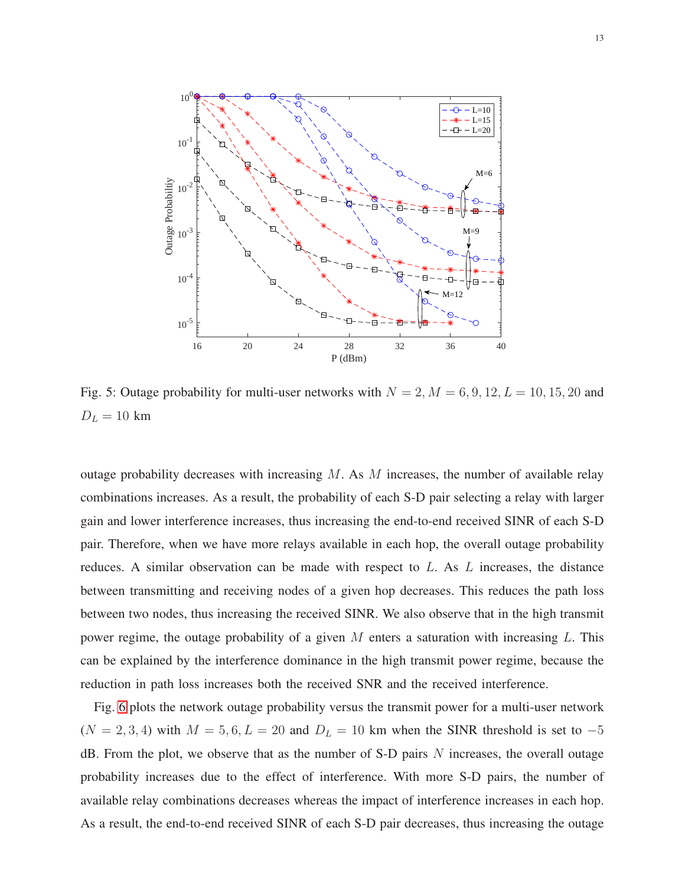Fig. 5: Outage probability for multi-user networks with $N = 2, M = 6, 9, 12, L = 10, 15, 20$ and $D_L = 10$ km

outage probability decreases with increasing $M$. As $M$ increases, the number of available relay combinations increases. As a result, the probability of each S-D pair selecting a relay with larger gain and lower interference increases, thus increasing the end-to-end received SINR of each S-D pair. Therefore, when we have more relays available in each hop, the overall outage probability reduces. A similar observation can be made with respect to $L$. As $L$ increases, the distance between transmitting and receiving nodes of a given hop decreases. This reduces the path loss between two nodes, thus increasing the received SINR. We also observe that in the high transmit power regime, the outage probability of a given $M$ enters a saturation with increasing $L$. This can be explained by the interference dominance in the high transmit power regime, because the reduction in path loss increases both the received SNR and the received interference.

Fig. 6 plots the network outage probability versus the transmit power for a multi-user network ($N = 2, 3, 4$) with $M = 5, 6, L = 20$ and $D_L = 10$ km when the SINR threshold is set to $-5$ dB. From the plot, we observe that as the number of S-D pairs $N$ increases, the overall outage probability increases due to the effect of interference. With more S-D pairs, the number of available relay combinations decreases whereas the impact of interference increases in each hop. As a result, the end-to-end received SINR of each S-D pair decreases, thus increasing the outage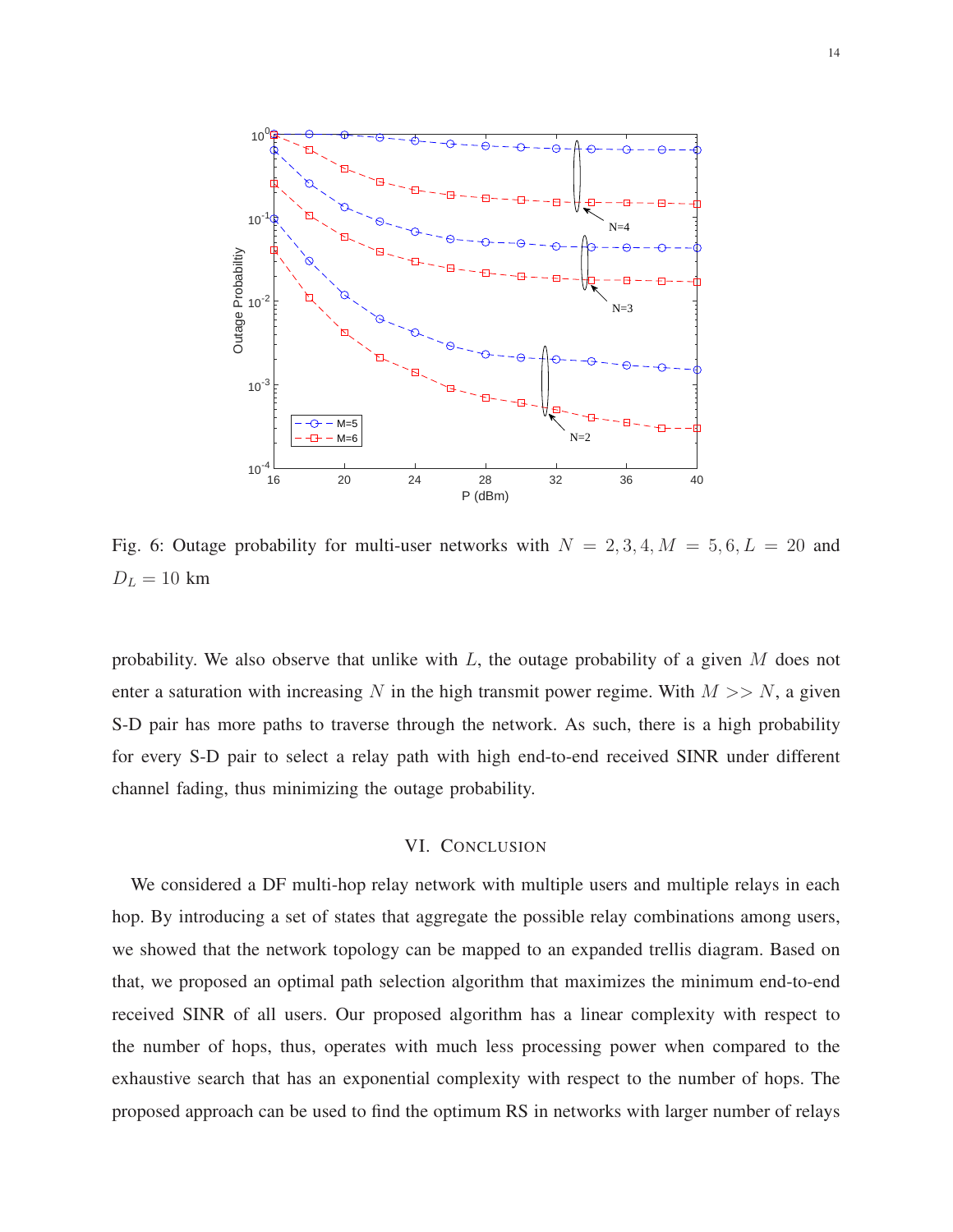Fig. 6: Outage probability for multi-user networks with $N = 2, 3, 4, M = 5, 6, L = 20$ and $D_L = 10$ km

probability. We also observe that unlike with $L$, the outage probability of a given $M$ does not enter a saturation with increasing $N$ in the high transmit power regime. With $M >> N$, a given S-D pair has more paths to traverse through the network. As such, there is a high probability for every S-D pair to select a relay path with high end-to-end received SINR under different channel fading, thus minimizing the outage probability.

## VI. Conclusion

We considered a DF multi-hop relay network with multiple users and multiple relays in each hop. By introducing a set of states that aggregate the possible relay combinations among users, we showed that the network topology can be mapped to an expanded trellis diagram. Based on that, we proposed an optimal path selection algorithm that maximizes the minimum end-to-end received SINR of all users. Our proposed algorithm has a linear complexity with respect to the number of hops, thus, operates with much less processing power when compared to the exhaustive search that has an exponential complexity with respect to the number of hops. The proposed approach can be used to find the optimum RS in networks with larger number of relays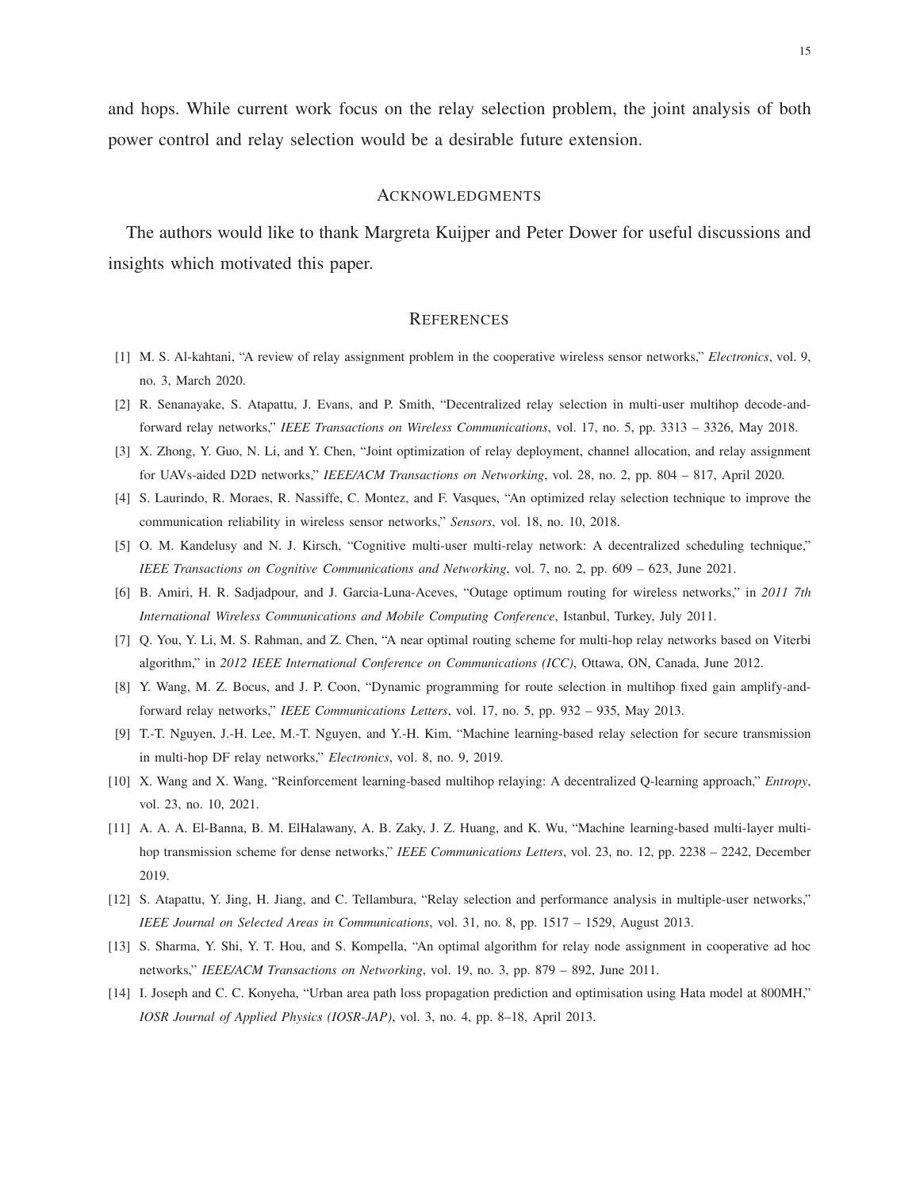and hops. While current work focus on the relay selection problem, the joint analysis of both power control and relay selection would be a desirable future extension.

## Acknowledgments

The authors would like to thank Margreta Kuijper and Peter Dower for useful discussions and insights which motivated this paper.

## References

[1] M. S. Al-kahtani, "A review of relay assignment problem in the cooperative wireless sensor networks," *Electronics*, vol. 9, no. 3, March 2020.

[2] R. Senanayake, S. Atapattu, J. Evans, and P. Smith, "Decentralized relay selection in multi-user multihop decode-and-forward relay networks," *IEEE Transactions on Wireless Communications*, vol. 17, no. 5, pp. 3313 – 3326, May 2018.

[3] X. Zhong, Y. Guo, N. Li, and Y. Chen, "Joint optimization of relay deployment, channel allocation, and relay assignment for UAVs-aided D2D networks," *IEEE/ACM Transactions on Networking*, vol. 28, no. 2, pp. 804 – 817, April 2020.

[4] S. Laurindo, R. Moraes, R. Nassiffe, C. Montez, and F. Vasques, "An optimized relay selection technique to improve the communication reliability in wireless sensor networks," *Sensors*, vol. 18, no. 10, 2018.

[5] O. M. Kandelusy and N. J. Kirsch, "Cognitive multi-user multi-relay network: A decentralized scheduling technique," *IEEE Transactions on Cognitive Communications and Networking*, vol. 7, no. 2, pp. 609 – 623, June 2021.

[6] B. Amiri, H. R. Sadjadpour, and J. Garcia-Luna-Aceves, "Outage optimum routing for wireless networks," in *2011 7th International Wireless Communications and Mobile Computing Conference*, Istanbul, Turkey, July 2011.

[7] Q. You, Y. Li, M. S. Rahman, and Z. Chen, "A near optimal routing scheme for multi-hop relay networks based on Viterbi algorithm," in *2012 IEEE International Conference on Communications (ICC)*, Ottawa, ON, Canada, June 2012.

[8] Y. Wang, M. Z. Bocus, and J. P. Coon, "Dynamic programming for route selection in multihop fixed gain amplify-and-forward relay networks," *IEEE Communications Letters*, vol. 17, no. 5, pp. 932 – 935, May 2013.

[9] T.-T. Nguyen, J.-H. Lee, M.-T. Nguyen, and Y.-H. Kim, "Machine learning-based relay selection for secure transmission in multi-hop DF relay networks," *Electronics*, vol. 8, no. 9, 2019.

[10] X. Wang and X. Wang, "Reinforcement learning-based multihop relaying: A decentralized Q-learning approach," *Entropy*, vol. 23, no. 10, 2021.

[11] A. A. A. El-Banna, B. M. ElHalawany, A. B. Zaky, J. Z. Huang, and K. Wu, "Machine learning-based multi-layer multi-hop transmission scheme for dense networks," *IEEE Communications Letters*, vol. 23, no. 12, pp. 2238 – 2242, December 2019.

[12] S. Atapattu, Y. Jing, H. Jiang, and C. Tellambura, "Relay selection and performance analysis in multiple-user networks," *IEEE Journal on Selected Areas in Communications*, vol. 31, no. 8, pp. 1517 – 1529, August 2013.

[13] S. Sharma, Y. Shi, Y. T. Hou, and S. Kompella, "An optimal algorithm for relay node assignment in cooperative ad hoc networks," *IEEE/ACM Transactions on Networking*, vol. 19, no. 3, pp. 879 – 892, June 2011.

[14] I. Joseph and C. C. Konyeha, "Urban area path loss propagation prediction and optimisation using Hata model at 800MH," *IOSR Journal of Applied Physics (IOSR-JAP)*, vol. 3, no. 4, pp. 8–18, April 2013.